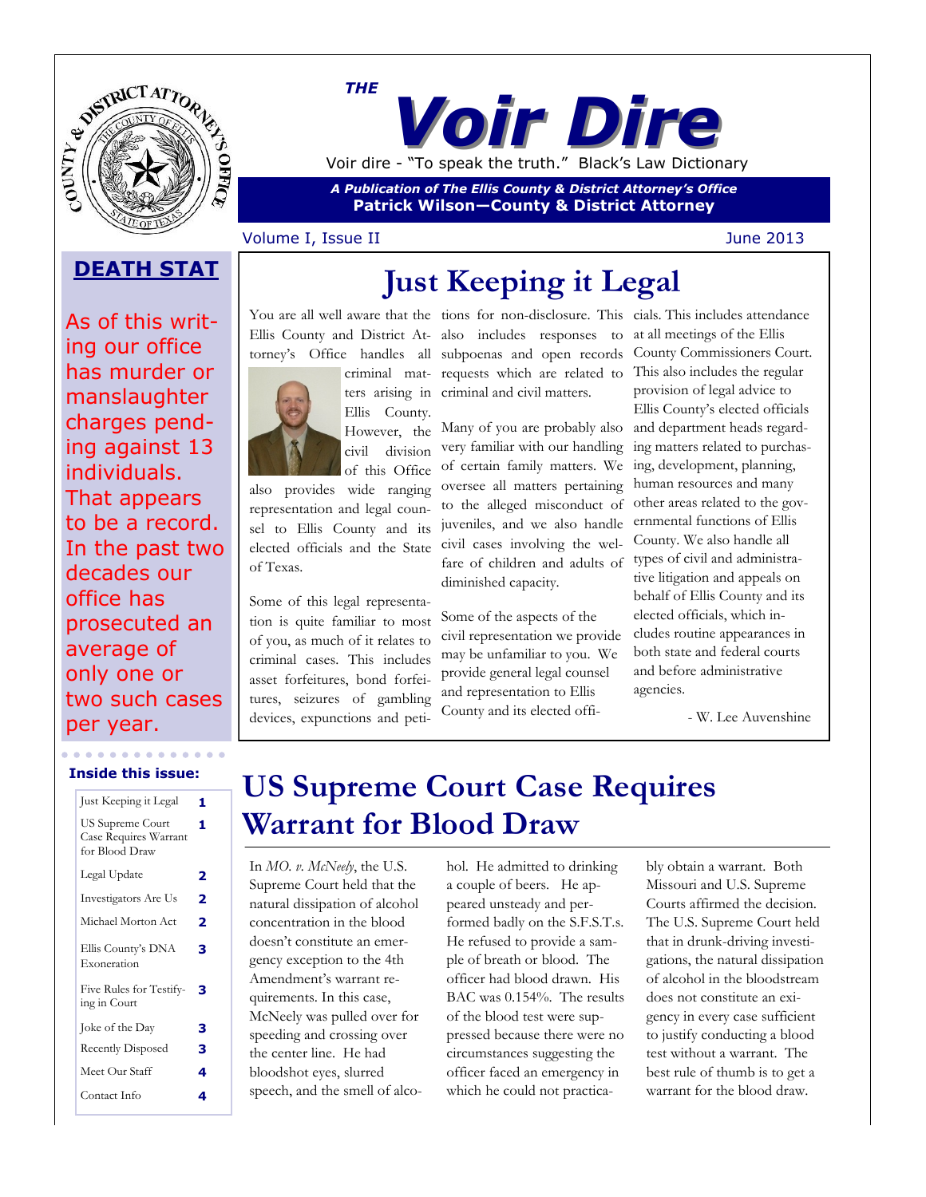# THE Voir Dire

Voir dire - "To speak the truth." Black's Law Dictionary

*A Publication of The Ellis County & District Attorney's Office*

**Patrick Wilson—County & District Attorney**

Volume I, Issue II — June 2013

## DEATH STAT

As of this writing our office has murder or manslaughter charges pending against 13 individuals. That appears to be a record. In the past two decades our office has prosecuted an average of only one or two such cases per year.

**Inside this issue:**

| | |
|---|---|
| Just Keeping it Legal | 1 |
| US Supreme Court Case Requires Warrant for Blood Draw | 1 |
| Legal Update | 2 |
| Investigators Are Us | 2 |
| Michael Morton Act | 2 |
| Ellis County's DNA Exoneration | 3 |
| Five Rules for Testifying in Court | 3 |
| Joke of the Day | 3 |
| Recently Disposed | 3 |
| Meet Our Staff | 4 |
| Contact Info | 4 |

# Just Keeping it Legal

You are all well aware that the Ellis County and District Attorney's Office handles all criminal matters arising in Ellis County. However, the civil division of this Office also provides wide ranging representation and legal counsel to Ellis County and its elected officials and the State of Texas.

Some of this legal representation is quite familiar to most of you, as much of it relates to criminal cases. This includes asset forfeitures, bond forfeitures, seizures of gambling devices, expunctions and petitions for non-disclosure. This also includes responses to subpoenas and open records requests which are related to criminal and civil matters.

Many of you are probably also very familiar with our handling of certain family matters. We oversee all matters pertaining to the alleged misconduct of juveniles, and we also handle civil cases involving the welfare of children and adults of diminished capacity.

Some of the aspects of the civil representation we provide may be unfamiliar to you. We provide general legal counsel and representation to Ellis County and its elected officials. This includes attendance at all meetings of the Ellis County Commissioners Court. This also includes the regular provision of legal advice to Ellis County's elected officials and department heads regarding matters related to purchasing, development, planning, human resources and many other areas related to the governmental functions of Ellis County. We also handle all types of civil and administrative litigation and appeals on behalf of Ellis County and its elected officials, which includes routine appearances in both state and federal courts and before administrative agencies.

- W. Lee Auvenshine

# US Supreme Court Case Requires Warrant for Blood Draw

In *MO. v. McNeely*, the U.S. Supreme Court held that the natural dissipation of alcohol concentration in the blood doesn't constitute an emergency exception to the 4th Amendment's warrant requirements. In this case, McNeely was pulled over for speeding and crossing over the center line. He had bloodshot eyes, slurred speech, and the smell of alcohol. He admitted to drinking a couple of beers. He appeared unsteady and performed badly on the S.F.S.T.s. He refused to provide a sample of breath or blood. The officer had blood drawn. His BAC was 0.154%. The results of the blood test were suppressed because there were no circumstances suggesting the officer faced an emergency in which he could not practicably obtain a warrant. Both Missouri and U.S. Supreme Courts affirmed the decision. The U.S. Supreme Court held that in drunk-driving investigations, the natural dissipation of alcohol in the bloodstream does not constitute an exigency in every case sufficient to justify conducting a blood test without a warrant. The best rule of thumb is to get a warrant for the blood draw.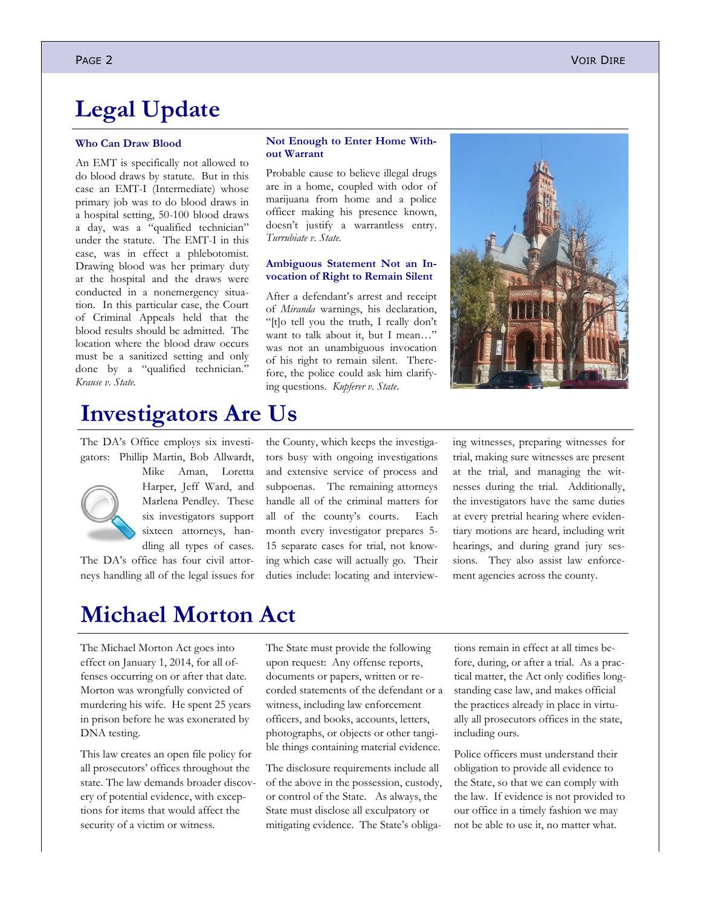# Legal Update

### Who Can Draw Blood

An EMT is specifically not allowed to do blood draws by statute. But in this case an EMT-I (Intermediate) whose primary job was to do blood draws in a hospital setting, 50-100 blood draws a day, was a "qualified technician" under the statute. The EMT-I in this case, was in effect a phlebotomist. Drawing blood was her primary duty at the hospital and the draws were conducted in a nonemergency situation. In this particular case, the Court of Criminal Appeals held that the blood results should be admitted. The location where the blood draw occurs must be a sanitized setting and only done by a "qualified technician." *Krause v. State.*

### Not Enough to Enter Home Without Warrant

Probable cause to believe illegal drugs are in a home, coupled with odor of marijuana from home and a police officer making his presence known, doesn't justify a warrantless entry. *Turrubiate v. State.*

### Ambiguous Statement Not an Invocation of Right to Remain Silent

After a defendant's arrest and receipt of *Miranda* warnings, his declaration, "[t]o tell you the truth, I really don't want to talk about it, but I mean…" was not an unambiguous invocation of his right to remain silent. Therefore, the police could ask him clarifying questions. *Kupferer v. State.*

# Investigators Are Us

The DA's Office employs six investigators: Phillip Martin, Bob Allwardt, Mike Aman, Loretta Harper, Jeff Ward, and Marlena Pendley. These six investigators support sixteen attorneys, handling all types of cases. The DA's office has four civil attorneys handling all of the legal issues for the County, which keeps the investigators busy with ongoing investigations and extensive service of process and subpoenas. The remaining attorneys handle all of the criminal matters for all of the county's courts. Each month every investigator prepares 5-15 separate cases for trial, not knowing which case will actually go. Their duties include: locating and interviewing witnesses, preparing witnesses for trial, making sure witnesses are present at the trial, and managing the witnesses during the trial. Additionally, the investigators have the same duties at every pretrial hearing where evidentiary motions are heard, including writ hearings, and during grand jury sessions. They also assist law enforcement agencies across the county.

# Michael Morton Act

The Michael Morton Act goes into effect on January 1, 2014, for all offenses occurring on or after that date. Morton was wrongfully convicted of murdering his wife. He spent 25 years in prison before he was exonerated by DNA testing.

This law creates an open file policy for all prosecutors' offices throughout the state. The law demands broader discovery of potential evidence, with exceptions for items that would affect the security of a victim or witness.

The State must provide the following upon request: Any offense reports, documents or papers, written or recorded statements of the defendant or a witness, including law enforcement officers, and books, accounts, letters, photographs, or objects or other tangible things containing material evidence.

The disclosure requirements include all of the above in the possession, custody, or control of the State. As always, the State must disclose all exculpatory or mitigating evidence. The State's obligations remain in effect at all times before, during, or after a trial. As a practical matter, the Act only codifies longstanding case law, and makes official the practices already in place in virtually all prosecutors offices in the state, including ours.

Police officers must understand their obligation to provide all evidence to the State, so that we can comply with the law. If evidence is not provided to our office in a timely fashion we may not be able to use it, no matter what.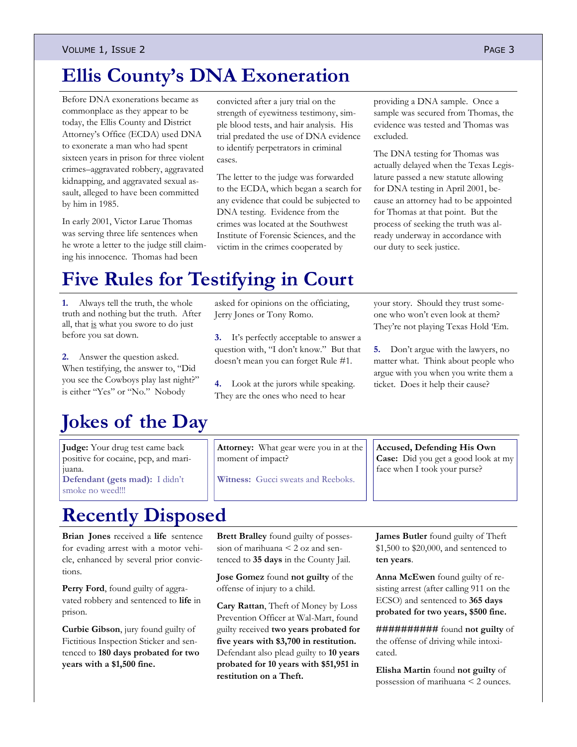# Ellis County's DNA Exoneration

Before DNA exonerations became as commonplace as they appear to be today, the Ellis County and District Attorney's Office (ECDA) used DNA to exonerate a man who had spent sixteen years in prison for three violent crimes–aggravated robbery, aggravated kidnapping, and aggravated sexual assault, alleged to have been committed by him in 1985.

In early 2001, Victor Larue Thomas was serving three life sentences when he wrote a letter to the judge still claiming his innocence. Thomas had been convicted after a jury trial on the strength of eyewitness testimony, simple blood tests, and hair analysis. His trial predated the use of DNA evidence to identify perpetrators in criminal cases.

The letter to the judge was forwarded to the ECDA, which began a search for any evidence that could be subjected to DNA testing. Evidence from the crimes was located at the Southwest Institute of Forensic Sciences, and the victim in the crimes cooperated by providing a DNA sample. Once a sample was secured from Thomas, the evidence was tested and Thomas was excluded.

The DNA testing for Thomas was actually delayed when the Texas Legislature passed a new statute allowing for DNA testing in April 2001, because an attorney had to be appointed for Thomas at that point. But the process of seeking the truth was already underway in accordance with our duty to seek justice.

# Five Rules for Testifying in Court

**1.** Always tell the truth, the whole truth and nothing but the truth. After all, that <u>is</u> what you swore to do just before you sat down.

**2.** Answer the question asked. When testifying, the answer to, "Did you see the Cowboys play last night?" is either "Yes" or "No." Nobody asked for opinions on the officiating, Jerry Jones or Tony Romo.

**3.** It's perfectly acceptable to answer a question with, "I don't know." But that doesn't mean you can forget Rule #1.

**4.** Look at the jurors while speaking. They are the ones who need to hear your story. Should they trust someone who won't even look at them? They're not playing Texas Hold 'Em.

**5.** Don't argue with the lawyers, no matter what. Think about people who argue with you when you write them a ticket. Does it help their cause?

# Jokes of the Day

**Judge:** Your drug test came back positive for cocaine, pcp, and marijuana.
**Defendant (gets mad):** I didn't smoke no weed!!!

**Attorney:** What gear were you in at the moment of impact?

**Witness:** Gucci sweats and Reeboks.

**Accused, Defending His Own Case:** Did you get a good look at my face when I took your purse?

# Recently Disposed

**Brian Jones** received a **life** sentence for evading arrest with a motor vehicle, enhanced by several prior convictions.

**Perry Ford**, found guilty of aggravated robbery and sentenced to **life** in prison.

**Curbie Gibson**, jury found guilty of Fictitious Inspection Sticker and sentenced to **180 days probated for two years with a $1,500 fine.**

**Brett Bralley** found guilty of possession of marihuana < 2 oz and sentenced to **35 days** in the County Jail.

**Jose Gomez** found **not guilty** of the offense of injury to a child.

**Cary Rattan**, Theft of Money by Loss Prevention Officer at Wal-Mart, found guilty received **two years probated for five years with $3,700 in restitution.** Defendant also plead guilty to **10 years probated for 10 years with $51,951 in restitution on a Theft.**

**James Butler** found guilty of Theft $1,500 to $20,000, and sentenced to **ten years**.

**Anna McEwen** found guilty of resisting arrest (after calling 911 on the ECSO) and sentenced to **365 days probated for two years, $500 fine.**

########## found **not guilty** of the offense of driving while intoxicated.

**Elisha Martin** found **not guilty** of possession of marihuana < 2 ounces.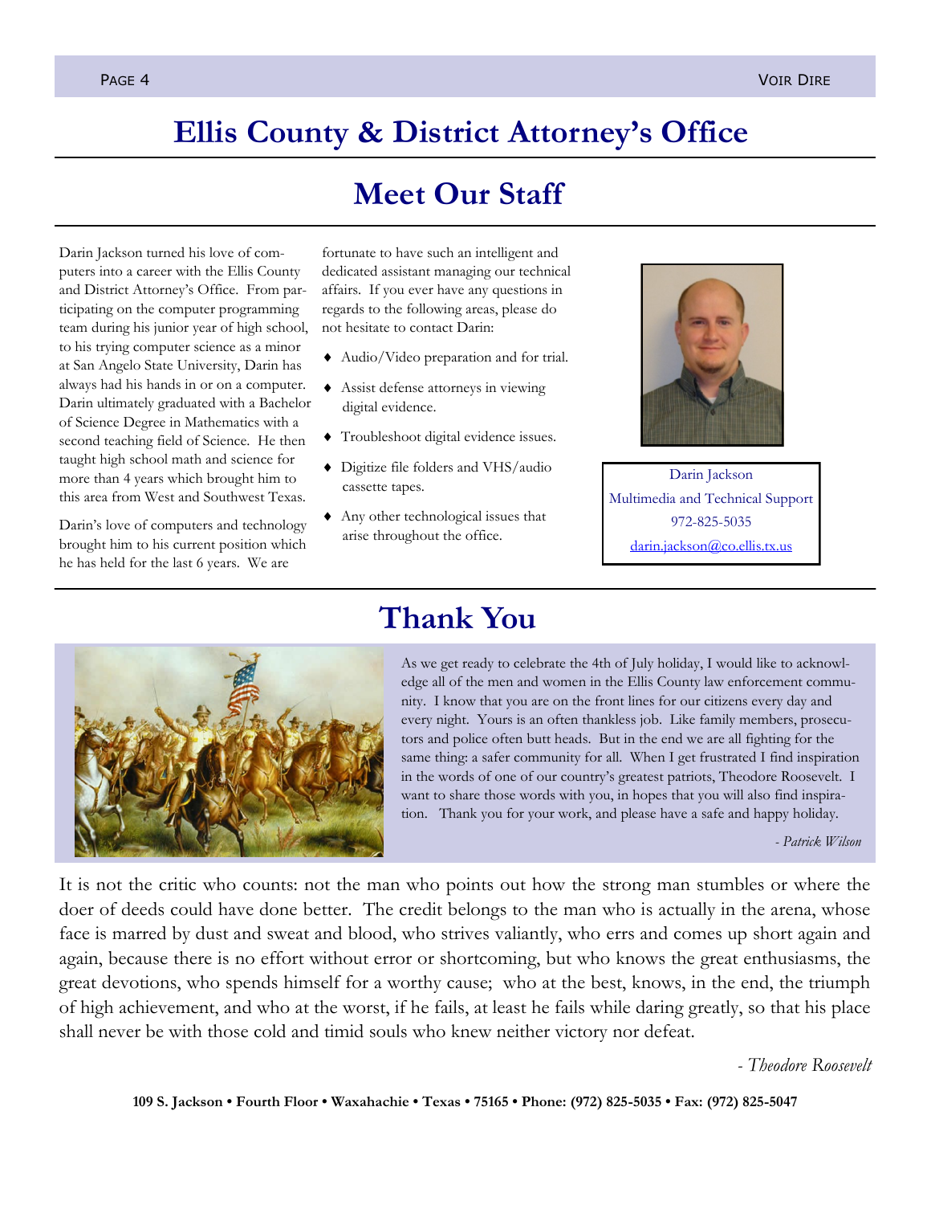# Ellis County & District Attorney's Office

## Meet Our Staff

Darin Jackson turned his love of computers into a career with the Ellis County and District Attorney's Office. From participating on the computer programming team during his junior year of high school, to his trying computer science as a minor at San Angelo State University, Darin has always had his hands in or on a computer. Darin ultimately graduated with a Bachelor of Science Degree in Mathematics with a second teaching field of Science. He then taught high school math and science for more than 4 years which brought him to this area from West and Southwest Texas.

Darin's love of computers and technology brought him to his current position which he has held for the last 6 years. We are fortunate to have such an intelligent and dedicated assistant managing our technical affairs. If you ever have any questions in regards to the following areas, please do not hesitate to contact Darin:

- Audio/Video preparation and for trial.
- Assist defense attorneys in viewing digital evidence.
- Troubleshoot digital evidence issues.
- Digitize file folders and VHS/audio cassette tapes.
- Any other technological issues that arise throughout the office.

Darin Jackson
Multimedia and Technical Support
972-825-5035
darin.jackson@co.ellis.tx.us

## Thank You

As we get ready to celebrate the 4th of July holiday, I would like to acknowledge all of the men and women in the Ellis County law enforcement community. I know that you are on the front lines for our citizens every day and every night. Yours is an often thankless job. Like family members, prosecutors and police often butt heads. But in the end we are all fighting for the same thing: a safer community for all. When I get frustrated I find inspiration in the words of one of our country's greatest patriots, Theodore Roosevelt. I want to share those words with you, in hopes that you will also find inspiration. Thank you for your work, and please have a safe and happy holiday.

*- Patrick Wilson*

It is not the critic who counts: not the man who points out how the strong man stumbles or where the doer of deeds could have done better. The credit belongs to the man who is actually in the arena, whose face is marred by dust and sweat and blood, who strives valiantly, who errs and comes up short again and again, because there is no effort without error or shortcoming, but who knows the great enthusiasms, the great devotions, who spends himself for a worthy cause; who at the best, knows, in the end, the triumph of high achievement, and who at the worst, if he fails, at least he fails while daring greatly, so that his place shall never be with those cold and timid souls who knew neither victory nor defeat.

*- Theodore Roosevelt*

**109 S. Jackson • Fourth Floor • Waxahachie • Texas • 75165 • Phone: (972) 825-5035 • Fax: (972) 825-5047**